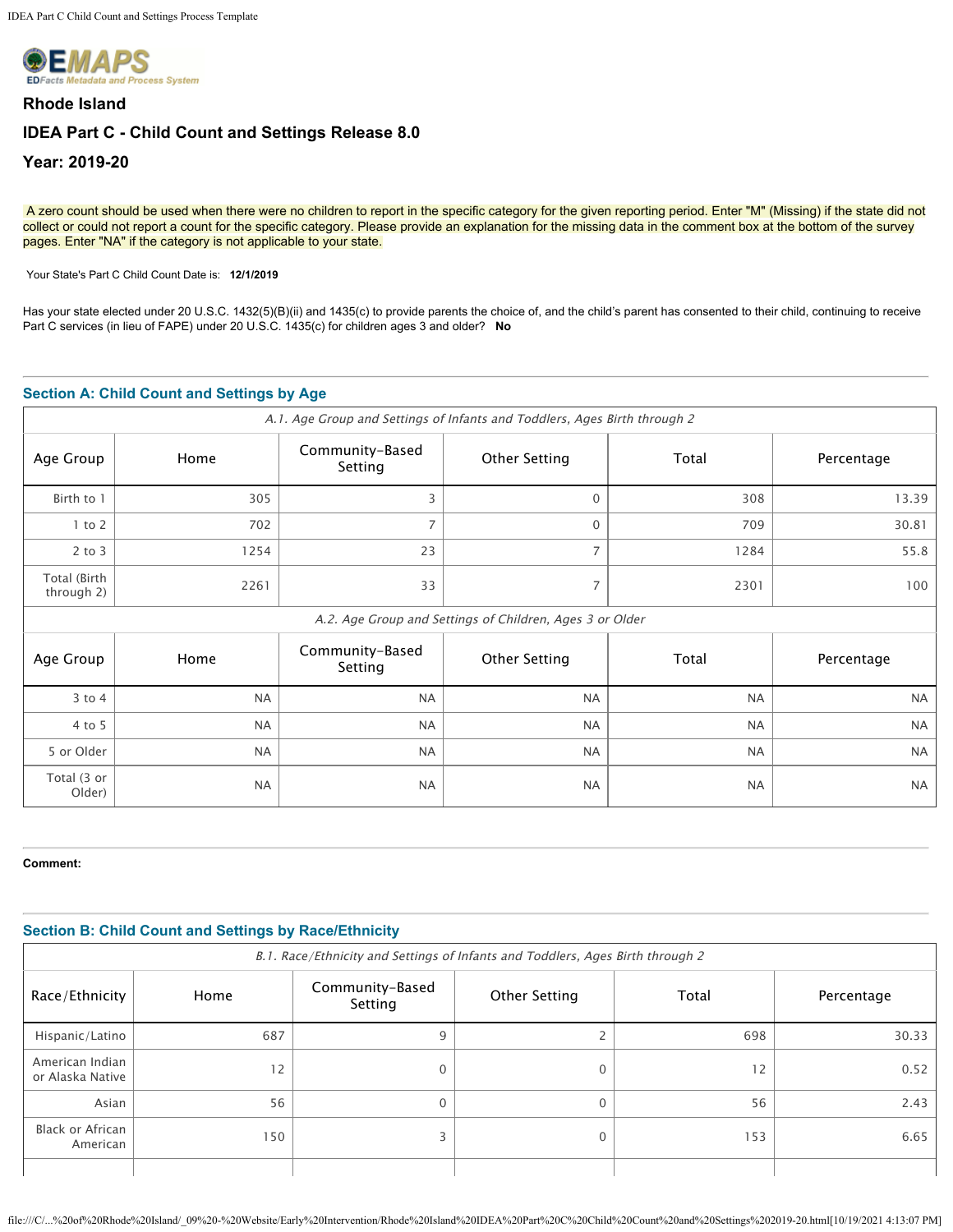EMAPS
EDFacts Metadata and Process System

## Rhode Island

## IDEA Part C - Child Count and Settings Release 8.0

## Year: 2019-20

A zero count should be used when there were no children to report in the specific category for the given reporting period. Enter "M" (Missing) if the state did not collect or could not report a count for the specific category. Please provide an explanation for the missing data in the comment box at the bottom of the survey pages. Enter "NA" if the category is not applicable to your state.

Your State's Part C Child Count Date is: **12/1/2019**

Has your state elected under 20 U.S.C. 1432(5)(B)(ii) and 1435(c) to provide parents the choice of, and the child's parent has consented to their child, continuing to receive Part C services (in lieu of FAPE) under 20 U.S.C. 1435(c) for children ages 3 and older? **No**

### Section A: Child Count and Settings by Age

*A.1. Age Group and Settings of Infants and Toddlers, Ages Birth through 2*

| Age Group | Home | Community-Based Setting | Other Setting | Total | Percentage |
|---|---|---|---|---|---|
| Birth to 1 | 305 | 3 | 0 | 308 | 13.39 |
| 1 to 2 | 702 | 7 | 0 | 709 | 30.81 |
| 2 to 3 | 1254 | 23 | 7 | 1284 | 55.8 |
| Total (Birth through 2) | 2261 | 33 | 7 | 2301 | 100 |

*A.2. Age Group and Settings of Children, Ages 3 or Older*

| Age Group | Home | Community-Based Setting | Other Setting | Total | Percentage |
|---|---|---|---|---|---|
| 3 to 4 | NA | NA | NA | NA | NA |
| 4 to 5 | NA | NA | NA | NA | NA |
| 5 or Older | NA | NA | NA | NA | NA |
| Total (3 or Older) | NA | NA | NA | NA | NA |

**Comment:**

### Section B: Child Count and Settings by Race/Ethnicity

*B.1. Race/Ethnicity and Settings of Infants and Toddlers, Ages Birth through 2*

| Race/Ethnicity | Home | Community-Based Setting | Other Setting | Total | Percentage |
|---|---|---|---|---|---|
| Hispanic/Latino | 687 | 9 | 2 | 698 | 30.33 |
| American Indian or Alaska Native | 12 | 0 | 0 | 12 | 0.52 |
| Asian | 56 | 0 | 0 | 56 | 2.43 |
| Black or African American | 150 | 3 | 0 | 153 | 6.65 |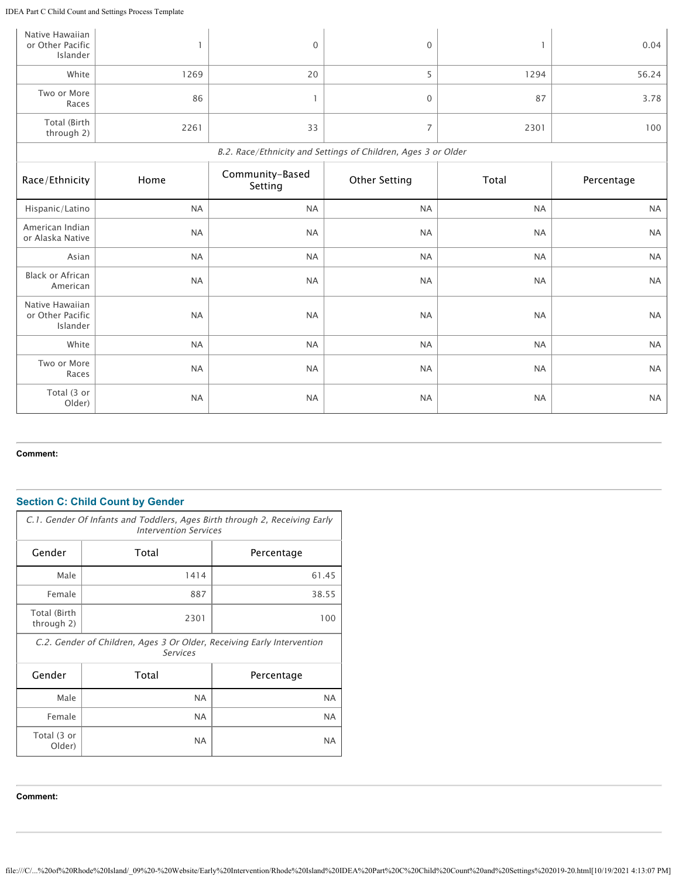| | | | | | |
|---|---|---|---|---|---|
| Native Hawaiian or Other Pacific Islander | 1 | 0 | 0 | 1 | 0.04 |
| White | 1269 | 20 | 5 | 1294 | 56.24 |
| Two or More Races | 86 | 1 | 0 | 87 | 3.78 |
| Total (Birth through 2) | 2261 | 33 | 7 | 2301 | 100 |

*B.2. Race/Ethnicity and Settings of Children, Ages 3 or Older*

| Race/Ethnicity | Home | Community-Based Setting | Other Setting | Total | Percentage |
|---|---|---|---|---|---|
| Hispanic/Latino | NA | NA | NA | NA | NA |
| American Indian or Alaska Native | NA | NA | NA | NA | NA |
| Asian | NA | NA | NA | NA | NA |
| Black or African American | NA | NA | NA | NA | NA |
| Native Hawaiian or Other Pacific Islander | NA | NA | NA | NA | NA |
| White | NA | NA | NA | NA | NA |
| Two or More Races | NA | NA | NA | NA | NA |
| Total (3 or Older) | NA | NA | NA | NA | NA |

**Comment:**

## Section C: Child Count by Gender

*C.1. Gender Of Infants and Toddlers, Ages Birth through 2, Receiving Early Intervention Services*

| Gender | Total | Percentage |
|---|---|---|
| Male | 1414 | 61.45 |
| Female | 887 | 38.55 |
| Total (Birth through 2) | 2301 | 100 |

*C.2. Gender of Children, Ages 3 Or Older, Receiving Early Intervention Services*

| Gender | Total | Percentage |
|---|---|---|
| Male | NA | NA |
| Female | NA | NA |
| Total (3 or Older) | NA | NA |

**Comment:**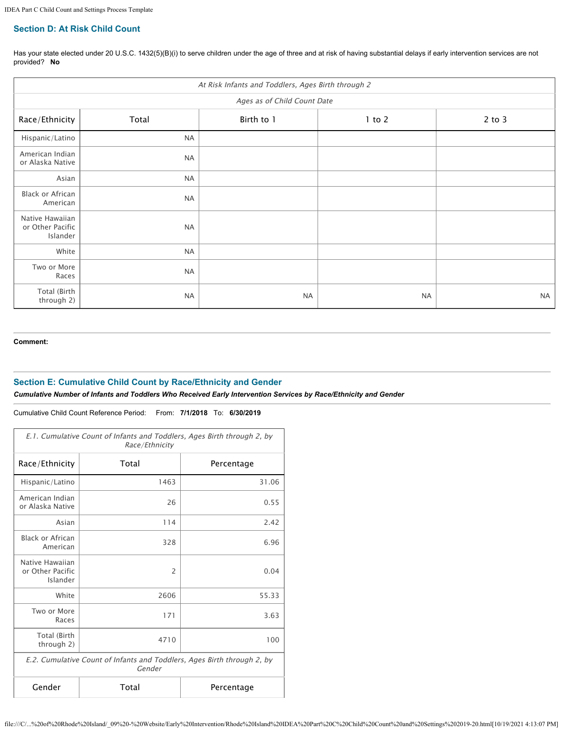## Section D: At Risk Child Count

Has your state elected under 20 U.S.C. 1432(5)(B)(i) to serve children under the age of three and at risk of having substantial delays if early intervention services are not provided? **No**

| *At Risk Infants and Toddlers, Ages Birth through 2* | | | | |
|---|---|---|---|---|
| | *Ages as of Child Count Date* | | | |
| Race/Ethnicity | Total | Birth to 1 | 1 to 2 | 2 to 3 |
| Hispanic/Latino | NA | | | |
| American Indian or Alaska Native | NA | | | |
| Asian | NA | | | |
| Black or African American | NA | | | |
| Native Hawaiian or Other Pacific Islander | NA | | | |
| White | NA | | | |
| Two or More Races | NA | | | |
| Total (Birth through 2) | NA | NA | NA | NA |

**Comment:**

## Section E: Cumulative Child Count by Race/Ethnicity and Gender

***Cumulative Number of Infants and Toddlers Who Received Early Intervention Services by Race/Ethnicity and Gender***

Cumulative Child Count Reference Period: From: **7/1/2018** To: **6/30/2019**

| *E.1. Cumulative Count of Infants and Toddlers, Ages Birth through 2, by Race/Ethnicity* | | |
|---|---|---|
| Race/Ethnicity | Total | Percentage |
| Hispanic/Latino | 1463 | 31.06 |
| American Indian or Alaska Native | 26 | 0.55 |
| Asian | 114 | 2.42 |
| Black or African American | 328 | 6.96 |
| Native Hawaiian or Other Pacific Islander | 2 | 0.04 |
| White | 2606 | 55.33 |
| Two or More Races | 171 | 3.63 |
| Total (Birth through 2) | 4710 | 100 |

| *E.2. Cumulative Count of Infants and Toddlers, Ages Birth through 2, by Gender* | | |
|---|---|---|
| Gender | Total | Percentage |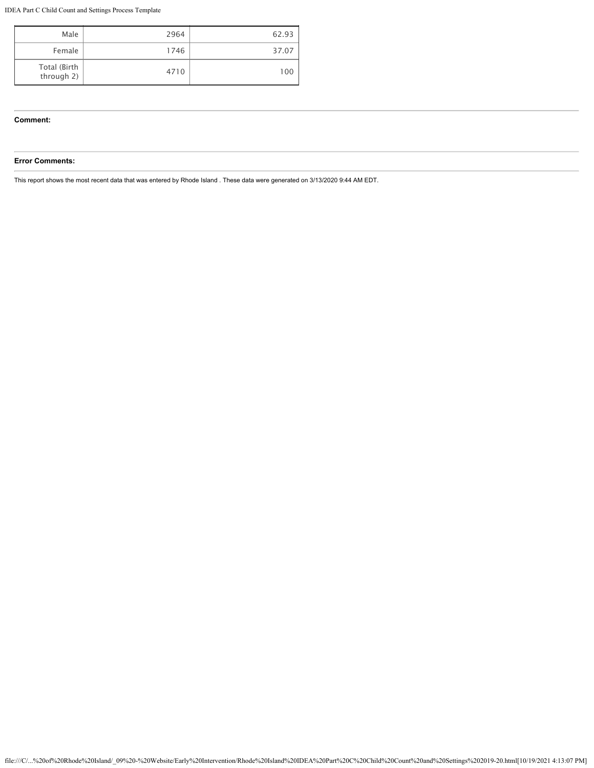| | | |
|---|---|---|
| Male | 2964 | 62.93 |
| Female | 1746 | 37.07 |
| Total (Birth through 2) | 4710 | 100 |

**Comment:**

**Error Comments:**

This report shows the most recent data that was entered by Rhode Island . These data were generated on 3/13/2020 9:44 AM EDT.